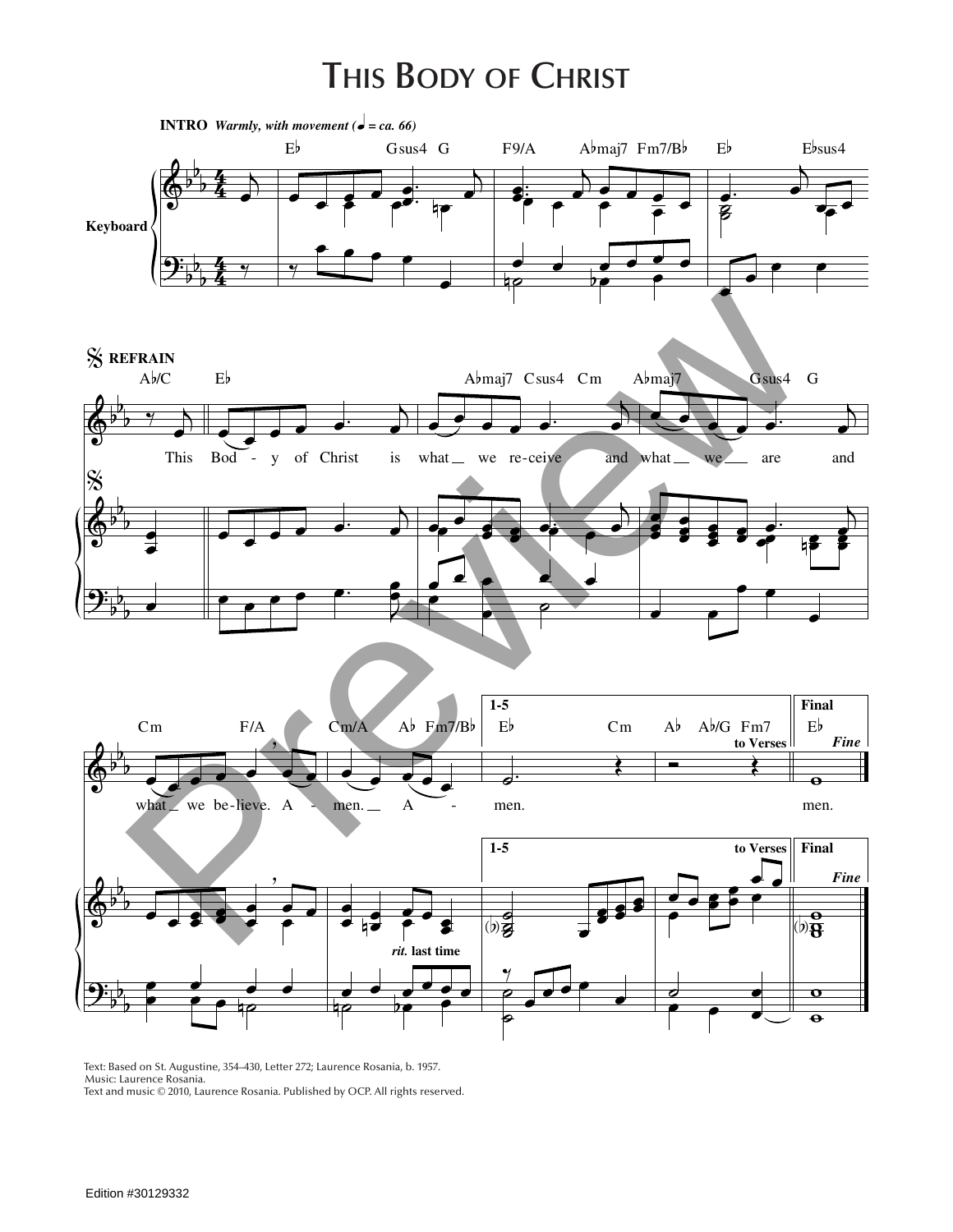# This Body of Christ

**INTRO** *Warmly, with movement (♩ = ca. 66)*

Keyboard

E♭ Gsus4 G F9/A A♭maj7 Fm7/B♭ E♭ E♭sus4

**REFRAIN**

A♭/C E♭ A♭maj7 Csus4 Cm A♭maj7 Gsus4 G

This Bod - y of Christ is what we re-ceive and what we are and

Cm F/A Cm/A A♭ Fm7/B♭ E♭ Cm A♭ A♭/G Fm7 E♭

what we be-lieve. A - men. A - men. men.

1-5 to Verses Final *Fine*

*rit.* **last time**

Text: Based on St. Augustine, 354–430, Letter 272; Laurence Rosania, b. 1957.
Music: Laurence Rosania.
Text and music © 2010, Laurence Rosania. Published by OCP. All rights reserved.

Edition #30129332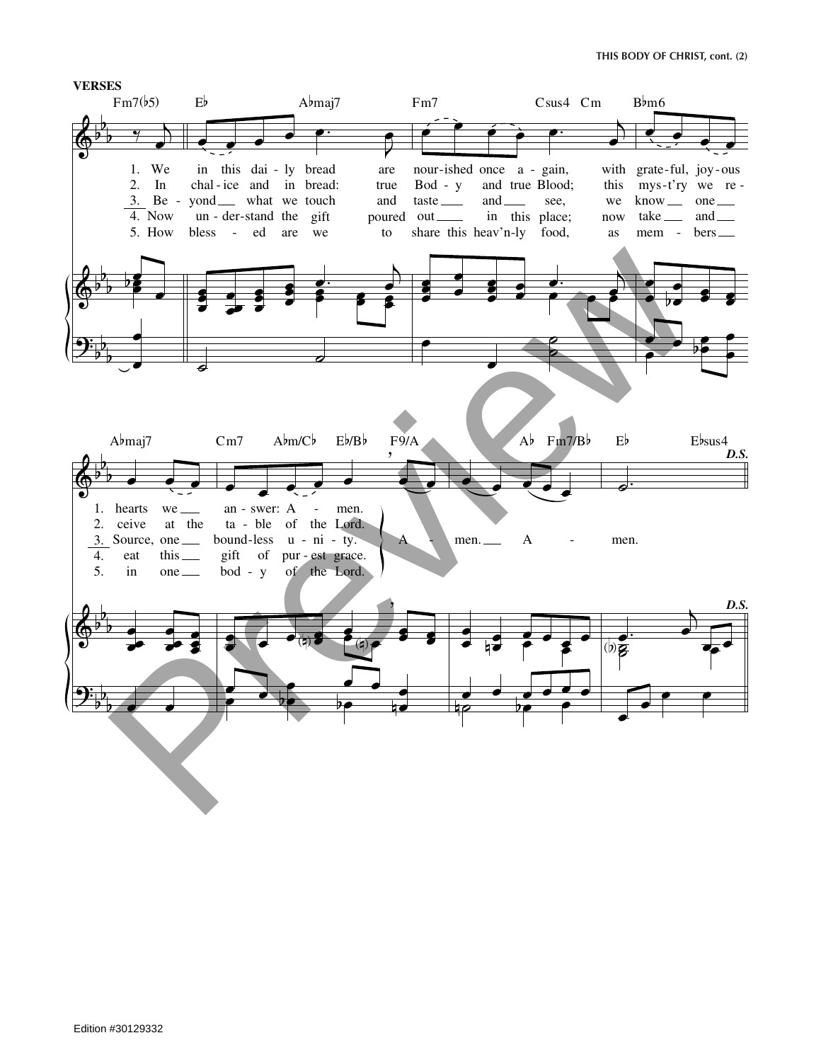**VERSES**

Fm7(♭5) E♭ A♭maj7 Fm7 Csus4 Cm B♭m6

1. We in this dai - ly bread are nour-ished once a - gain, with grate-ful, joy-ous
2. In chal - ice and in bread: true Bod - y and true Blood; this mys-t'ry we re -
3. Be - yond what we touch and taste and see, we know one
4. Now un - der-stand the gift poured out in this place; now take and
5. How bless - ed are we to share this heav'n-ly food, as mem - bers

A♭maj7 Cm7 A♭m/C♭ E♭/B♭ F9/A A♭ Fm7/B♭ E♭ E♭sus4 *D.S.*

1. hearts we an - swer: A - men.
2. ceive at the ta - ble of the Lord.
3. Source, one bound-less u - ni - ty.
4. eat this gift of pur - est grace.
5. in one bod - y of the Lord.

A - men. A - men.

Edition #30129332